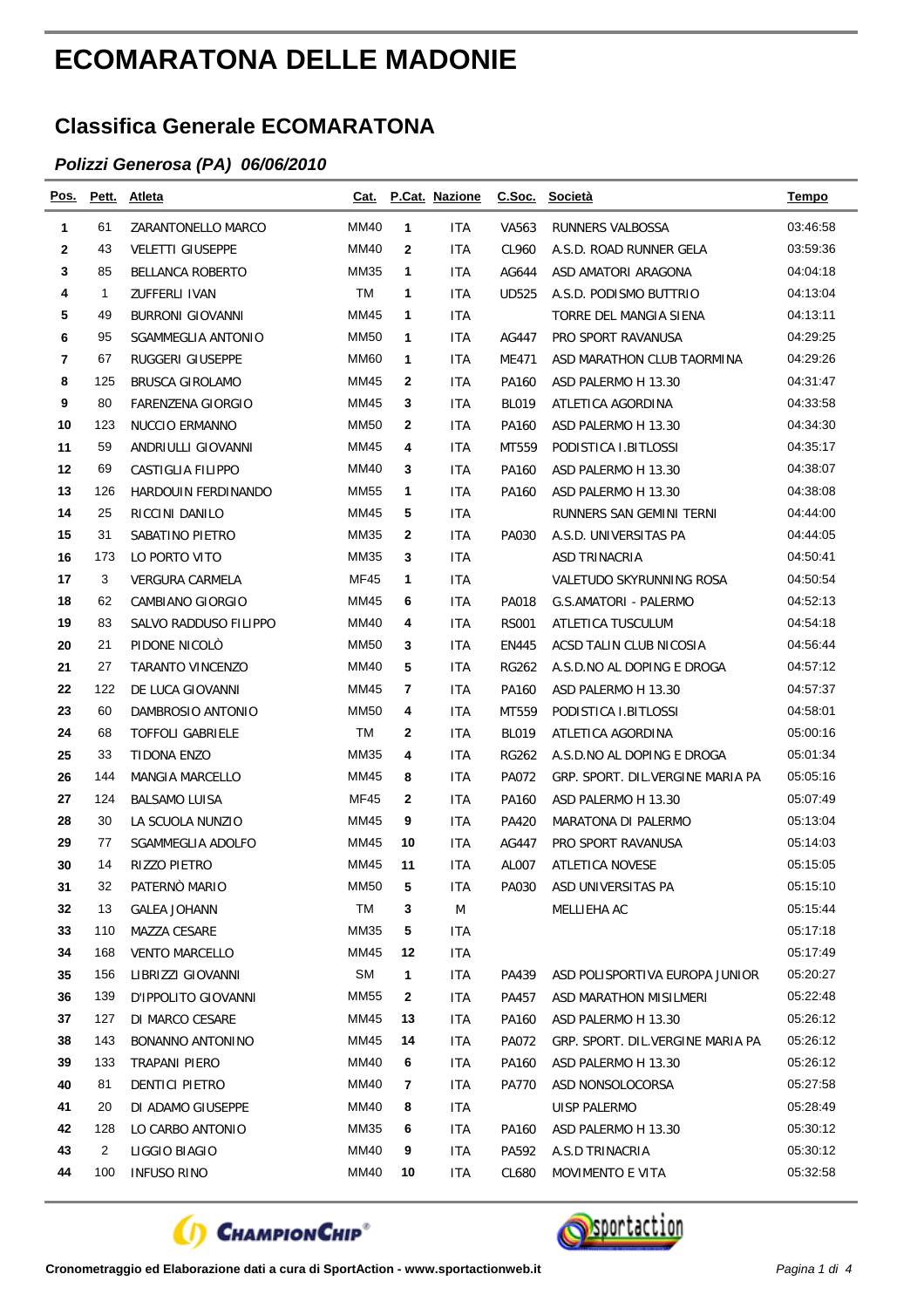# ECOMARATONA DELLE MADONIE

## Classifica Generale ECOMARATONA

### *Polizzi Generosa (PA) 06/06/2010*

| Pos. | Pett. | Atleta | Cat. | P.Cat. | Nazione | C.Soc. | Società | Tempo |
|---|---|---|---|---|---|---|---|---|
| 1 | 61 | ZARANTONELLO MARCO | MM40 | 1 | ITA | VA563 | RUNNERS VALBOSSA | 03:46:58 |
| 2 | 43 | VELETTI GIUSEPPE | MM40 | 2 | ITA | CL960 | A.S.D. ROAD RUNNER GELA | 03:59:36 |
| 3 | 85 | BELLANCA ROBERTO | MM35 | 1 | ITA | AG644 | ASD AMATORI ARAGONA | 04:04:18 |
| 4 | 1 | ZUFFERLI IVAN | TM | 1 | ITA | UD525 | A.S.D. PODISMO BUTTRIO | 04:13:04 |
| 5 | 49 | BURRONI GIOVANNI | MM45 | 1 | ITA | | TORRE DEL MANGIA SIENA | 04:13:11 |
| 6 | 95 | SGAMMEGLIA ANTONIO | MM50 | 1 | ITA | AG447 | PRO SPORT RAVANUSA | 04:29:25 |
| 7 | 67 | RUGGERI GIUSEPPE | MM60 | 1 | ITA | ME471 | ASD MARATHON CLUB TAORMINA | 04:29:26 |
| 8 | 125 | BRUSCA GIROLAMO | MM45 | 2 | ITA | PA160 | ASD PALERMO H 13.30 | 04:31:47 |
| 9 | 80 | FARENZENA GIORGIO | MM45 | 3 | ITA | BL019 | ATLETICA AGORDINA | 04:33:58 |
| 10 | 123 | NUCCIO ERMANNO | MM50 | 2 | ITA | PA160 | ASD PALERMO H 13.30 | 04:34:30 |
| 11 | 59 | ANDRIULLI GIOVANNI | MM45 | 4 | ITA | MT559 | PODISTICA I.BITLOSSI | 04:35:17 |
| 12 | 69 | CASTIGLIA FILIPPO | MM40 | 3 | ITA | PA160 | ASD PALERMO H 13.30 | 04:38:07 |
| 13 | 126 | HARDOUIN FERDINANDO | MM55 | 1 | ITA | PA160 | ASD PALERMO H 13.30 | 04:38:08 |
| 14 | 25 | RICCINI DANILO | MM45 | 5 | ITA | | RUNNERS SAN GEMINI TERNI | 04:44:00 |
| 15 | 31 | SABATINO PIETRO | MM35 | 2 | ITA | PA030 | A.S.D. UNIVERSITAS PA | 04:44:05 |
| 16 | 173 | LO PORTO VITO | MM35 | 3 | ITA | | ASD TRINACRIA | 04:50:41 |
| 17 | 3 | VERGURA CARMELA | MF45 | 1 | ITA | | VALETUDO SKYRUNNING ROSA | 04:50:54 |
| 18 | 62 | CAMBIANO GIORGIO | MM45 | 6 | ITA | PA018 | G.S.AMATORI - PALERMO | 04:52:13 |
| 19 | 83 | SALVO RADDUSO FILIPPO | MM40 | 4 | ITA | RS001 | ATLETICA TUSCULUM | 04:54:18 |
| 20 | 21 | PIDONE NICOLÒ | MM50 | 3 | ITA | EN445 | ACSD TALIN CLUB NICOSIA | 04:56:44 |
| 21 | 27 | TARANTO VINCENZO | MM40 | 5 | ITA | RG262 | A.S.D.NO AL DOPING E DROGA | 04:57:12 |
| 22 | 122 | DE LUCA GIOVANNI | MM45 | 7 | ITA | PA160 | ASD PALERMO H 13.30 | 04:57:37 |
| 23 | 60 | DAMBROSIO ANTONIO | MM50 | 4 | ITA | MT559 | PODISTICA I.BITLOSSI | 04:58:01 |
| 24 | 68 | TOFFOLI GABRIELE | TM | 2 | ITA | BL019 | ATLETICA AGORDINA | 05:00:16 |
| 25 | 33 | TIDONA ENZO | MM35 | 4 | ITA | RG262 | A.S.D.NO AL DOPING E DROGA | 05:01:34 |
| 26 | 144 | MANGIA MARCELLO | MM45 | 8 | ITA | PA072 | GRP. SPORT. DIL.VERGINE MARIA PA | 05:05:16 |
| 27 | 124 | BALSAMO LUISA | MF45 | 2 | ITA | PA160 | ASD PALERMO H 13.30 | 05:07:49 |
| 28 | 30 | LA SCUOLA NUNZIO | MM45 | 9 | ITA | PA420 | MARATONA DI PALERMO | 05:13:04 |
| 29 | 77 | SGAMMEGLIA ADOLFO | MM45 | 10 | ITA | AG447 | PRO SPORT RAVANUSA | 05:14:03 |
| 30 | 14 | RIZZO PIETRO | MM45 | 11 | ITA | AL007 | ATLETICA NOVESE | 05:15:05 |
| 31 | 32 | PATERNÒ MARIO | MM50 | 5 | ITA | PA030 | ASD UNIVERSITAS PA | 05:15:10 |
| 32 | 13 | GALEA JOHANN | TM | 3 | M | | MELLIEHA AC | 05:15:44 |
| 33 | 110 | MAZZA CESARE | MM35 | 5 | ITA | | | 05:17:18 |
| 34 | 168 | VENTO MARCELLO | MM45 | 12 | ITA | | | 05:17:49 |
| 35 | 156 | LIBRIZZI GIOVANNI | SM | 1 | ITA | PA439 | ASD POLISPORTIVA EUROPA JUNIOR | 05:20:27 |
| 36 | 139 | D'IPPOLITO GIOVANNI | MM55 | 2 | ITA | PA457 | ASD MARATHON MISILMERI | 05:22:48 |
| 37 | 127 | DI MARCO CESARE | MM45 | 13 | ITA | PA160 | ASD PALERMO H 13.30 | 05:26:12 |
| 38 | 143 | BONANNO ANTONINO | MM45 | 14 | ITA | PA072 | GRP. SPORT. DIL.VERGINE MARIA PA | 05:26:12 |
| 39 | 133 | TRAPANI PIERO | MM40 | 6 | ITA | PA160 | ASD PALERMO H 13.30 | 05:26:12 |
| 40 | 81 | DENTICI PIETRO | MM40 | 7 | ITA | PA770 | ASD NONSOLOCORSA | 05:27:58 |
| 41 | 20 | DI ADAMO GIUSEPPE | MM40 | 8 | ITA | | UISP PALERMO | 05:28:49 |
| 42 | 128 | LO CARBO ANTONIO | MM35 | 6 | ITA | PA160 | ASD PALERMO H 13.30 | 05:30:12 |
| 43 | 2 | LIGGIO BIAGIO | MM40 | 9 | ITA | PA592 | A.S.D TRINACRIA | 05:30:12 |
| 44 | 100 | INFUSO RINO | MM40 | 10 | ITA | CL680 | MOVIMENTO E VITA | 05:32:58 |

**Cronometraggio ed Elaborazione dati a cura di SportAction - www.sportactionweb.it**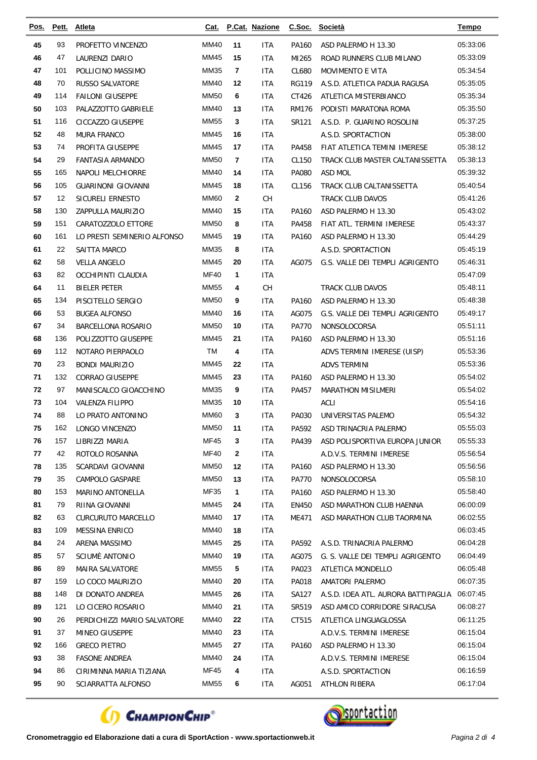| Pos. | Pett. | Atleta | Cat. | P.Cat. | Nazione | C.Soc. | Società | Tempo |
|---|---|---|---|---|---|---|---|---|
| 45 | 93 | PROFETTO VINCENZO | MM40 | 11 | ITA | PA160 | ASD PALERMO H 13.30 | 05:33:06 |
| 46 | 47 | LAURENZI DARIO | MM45 | 15 | ITA | MI265 | ROAD RUNNERS CLUB MILANO | 05:33:09 |
| 47 | 101 | POLLICINO MASSIMO | MM35 | 7 | ITA | CL680 | MOVIMENTO E VITA | 05:34:54 |
| 48 | 70 | RUSSO SALVATORE | MM40 | 12 | ITA | RG119 | A.S.D. ATLETICA PADUA RAGUSA | 05:35:05 |
| 49 | 114 | FAILONI GIUSEPPE | MM50 | 6 | ITA | CT426 | ATLETICA MISTERBIANCO | 05:35:34 |
| 50 | 103 | PALAZZOTTO GABRIELE | MM40 | 13 | ITA | RM176 | PODISTI MARATONA ROMA | 05:35:50 |
| 51 | 116 | CICCAZZO GIUSEPPE | MM55 | 3 | ITA | SR121 | A.S.D. P. GUARINO ROSOLINI | 05:37:25 |
| 52 | 48 | MURA FRANCO | MM45 | 16 | ITA | | A.S.D. SPORTACTION | 05:38:00 |
| 53 | 74 | PROFITA GIUSEPPE | MM45 | 17 | ITA | PA458 | FIAT ATLETICA TEMINI IMERESE | 05:38:12 |
| 54 | 29 | FANTASIA ARMANDO | MM50 | 7 | ITA | CL150 | TRACK CLUB MASTER CALTANISSETTA | 05:38:13 |
| 55 | 165 | NAPOLI MELCHIORRE | MM40 | 14 | ITA | PA080 | ASD MOL | 05:39:32 |
| 56 | 105 | GUARINONI GIOVANNI | MM45 | 18 | ITA | CL156 | TRACK CLUB CALTANISSETTA | 05:40:54 |
| 57 | 12 | SICURELI ERNESTO | MM60 | 2 | CH | | TRACK CLUB DAVOS | 05:41:26 |
| 58 | 130 | ZAPPULLA MAURIZIO | MM40 | 15 | ITA | PA160 | ASD PALERMO H 13.30 | 05:43:02 |
| 59 | 151 | CARATOZZOLO ETTORE | MM50 | 8 | ITA | PA458 | FIAT ATL. TERMINI IMERESE | 05:43:37 |
| 60 | 161 | LO PRESTI SEMINERIO ALFONSO | MM45 | 19 | ITA | PA160 | ASD PALERMO H 13.30 | 05:44:29 |
| 61 | 22 | SAITTA MARCO | MM35 | 8 | ITA | | A.S.D. SPORTACTION | 05:45:19 |
| 62 | 58 | VELLA ANGELO | MM45 | 20 | ITA | AG075 | G.S. VALLE DEI TEMPLI AGRIGENTO | 05:46:31 |
| 63 | 82 | OCCHIPINTI CLAUDIA | MF40 | 1 | ITA | | | 05:47:09 |
| 64 | 11 | BIELER PETER | MM55 | 4 | CH | | TRACK CLUB DAVOS | 05:48:11 |
| 65 | 134 | PISCITELLO SERGIO | MM50 | 9 | ITA | PA160 | ASD PALERMO H 13.30 | 05:48:38 |
| 66 | 53 | BUGEA ALFONSO | MM40 | 16 | ITA | AG075 | G.S. VALLE DEI TEMPLI AGRIGENTO | 05:49:17 |
| 67 | 34 | BARCELLONA ROSARIO | MM50 | 10 | ITA | PA770 | NONSOLOCORSA | 05:51:11 |
| 68 | 136 | POLIZZOTTO GIUSEPPE | MM45 | 21 | ITA | PA160 | ASD PALERMO H 13.30 | 05:51:16 |
| 69 | 112 | NOTARO PIERPAOLO | TM | 4 | ITA | | ADVS TERMINI IMERESE (UISP) | 05:53:36 |
| 70 | 23 | BONDI MAURIZIO | MM45 | 22 | ITA | | ADVS TERMINI | 05:53:36 |
| 71 | 132 | CORRAO GIUSEPPE | MM45 | 23 | ITA | PA160 | ASD PALERMO H 13.30 | 05:54:02 |
| 72 | 97 | MANISCALCO GIOACCHINO | MM35 | 9 | ITA | PA457 | MARATHON MISILMERI | 05:54:02 |
| 73 | 104 | VALENZA FILIPPO | MM35 | 10 | ITA | | ACLI | 05:54:16 |
| 74 | 88 | LO PRATO ANTONINO | MM60 | 3 | ITA | PA030 | UNIVERSITAS PALEMO | 05:54:32 |
| 75 | 162 | LONGO VINCENZO | MM50 | 11 | ITA | PA592 | ASD TRINACRIA PALERMO | 05:55:03 |
| 76 | 157 | LIBRIZZI MARIA | MF45 | 3 | ITA | PA439 | ASD POLISPORTIVA EUROPA JUNIOR | 05:55:33 |
| 77 | 42 | ROTOLO ROSANNA | MF40 | 2 | ITA | | A.D.V.S. TERMINI IMERESE | 05:56:54 |
| 78 | 135 | SCARDAVI GIOVANNI | MM50 | 12 | ITA | PA160 | ASD PALERMO H 13.30 | 05:56:56 |
| 79 | 35 | CAMPOLO GASPARE | MM50 | 13 | ITA | PA770 | NONSOLOCORSA | 05:58:10 |
| 80 | 153 | MARINO ANTONELLA | MF35 | 1 | ITA | PA160 | ASD PALERMO H 13.30 | 05:58:40 |
| 81 | 79 | RIINA GIOVANNI | MM45 | 24 | ITA | EN450 | ASD MARATHON CLUB HAENNA | 06:00:09 |
| 82 | 63 | CURCURUTO MARCELLO | MM40 | 17 | ITA | ME471 | ASD MARATHON CLUB TAORMINA | 06:02:55 |
| 83 | 109 | MESSINA ENRICO | MM40 | 18 | ITA | | | 06:03:45 |
| 84 | 24 | ARENA MASSIMO | MM45 | 25 | ITA | PA592 | A.S.D. TRINACRIA PALERMO | 06:04:28 |
| 85 | 57 | SCIUMÈ ANTONIO | MM40 | 19 | ITA | AG075 | G. S. VALLE DEI TEMPLI AGRIGENTO | 06:04:49 |
| 86 | 89 | MAIRA SALVATORE | MM55 | 5 | ITA | PA023 | ATLETICA MONDELLO | 06:05:48 |
| 87 | 159 | LO COCO MAURIZIO | MM40 | 20 | ITA | PA018 | AMATORI PALERMO | 06:07:35 |
| 88 | 148 | DI DONATO ANDREA | MM45 | 26 | ITA | SA127 | A.S.D. IDEA ATL. AURORA BATTIPAGLIA | 06:07:45 |
| 89 | 121 | LO CICERO ROSARIO | MM40 | 21 | ITA | SR519 | ASD AMICO CORRIDORE SIRACUSA | 06:08:27 |
| 90 | 26 | PERDICHIZZI MARIO SALVATORE | MM40 | 22 | ITA | CT515 | ATLETICA LINGUAGLOSSA | 06:11:25 |
| 91 | 37 | MINEO GIUSEPPE | MM40 | 23 | ITA | | A.D.V.S. TERMINI IMERESE | 06:15:04 |
| 92 | 166 | GRECO PIETRO | MM45 | 27 | ITA | PA160 | ASD PALERMO H 13.30 | 06:15:04 |
| 93 | 38 | FASONE ANDREA | MM40 | 24 | ITA | | A.D.V.S. TERMINI IMERESE | 06:15:04 |
| 94 | 86 | CIRIMINNA MARIA TIZIANA | MF45 | 4 | ITA | | A.S.D. SPORTACTION | 06:16:59 |
| 95 | 90 | SCIARRATTA ALFONSO | MM55 | 6 | ITA | AG051 | ATHLON RIBERA | 06:17:04 |

Cronometraggio ed Elaborazione dati a cura di SportAction - www.sportactionweb.it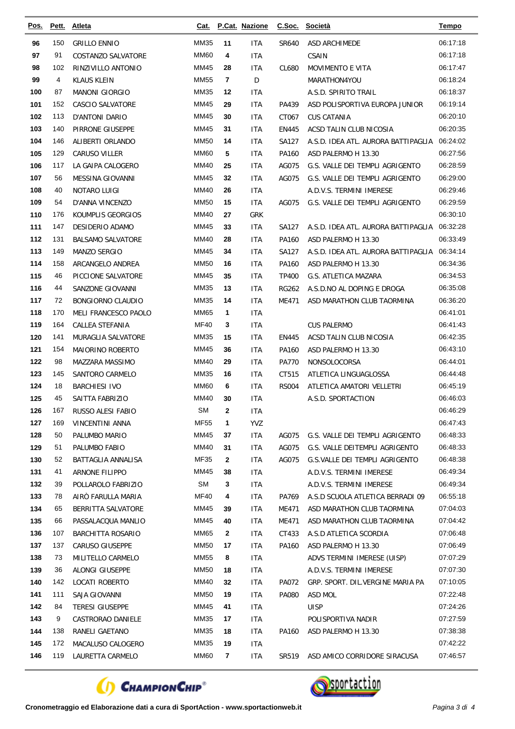| Pos. | Pett. | Atleta | Cat. | P.Cat. | Nazione | C.Soc. | Società | Tempo |
|---|---|---|---|---|---|---|---|---|
| 96 | 150 | GRILLO ENNIO | MM35 | 11 | ITA | SR640 | ASD ARCHIMEDE | 06:17:18 |
| 97 | 91 | COSTANZO SALVATORE | MM60 | 4 | ITA | | CSAIN | 06:17:18 |
| 98 | 102 | RINZIVILLO ANTONIO | MM45 | 28 | ITA | CL680 | MOVIMENTO E VITA | 06:17:47 |
| 99 | 4 | KLAUS KLEIN | MM55 | 7 | D | | MARATHON4YOU | 06:18:24 |
| 100 | 87 | MANONI GIORGIO | MM35 | 12 | ITA | | A.S.D. SPIRITO TRAIL | 06:18:37 |
| 101 | 152 | CASCIO SALVATORE | MM45 | 29 | ITA | PA439 | ASD POLISPORTIVA EUROPA JUNIOR | 06:19:14 |
| 102 | 113 | D'ANTONI DARIO | MM45 | 30 | ITA | CT067 | CUS CATANIA | 06:20:10 |
| 103 | 140 | PIRRONE GIUSEPPE | MM45 | 31 | ITA | EN445 | ACSD TALIN CLUB NICOSIA | 06:20:35 |
| 104 | 146 | ALIBERTI ORLANDO | MM50 | 14 | ITA | SA127 | A.S.D. IDEA ATL. AURORA BATTIPAGLIA | 06:24:02 |
| 105 | 129 | CARUSO VILLER | MM60 | 5 | ITA | PA160 | ASD PALERMO H 13.30 | 06:27:56 |
| 106 | 117 | LA GAIPA CALOGERO | MM40 | 25 | ITA | AG075 | G.S. VALLE DEI TEMPLI AGRIGENTO | 06:28:59 |
| 107 | 56 | MESSINA GIOVANNI | MM45 | 32 | ITA | AG075 | G.S. VALLE DEI TEMPLI AGRIGENTO | 06:29:00 |
| 108 | 40 | NOTARO LUIGI | MM40 | 26 | ITA | | A.D.V.S. TERMINI IMERESE | 06:29:46 |
| 109 | 54 | D'ANNA VINCENZO | MM50 | 15 | ITA | AG075 | G.S. VALLE DEI TEMPLI AGRIGENTO | 06:29:59 |
| 110 | 176 | KOUMPLIS GEORGIOS | MM40 | 27 | GRK | | | 06:30:10 |
| 111 | 147 | DESIDERIO ADAMO | MM45 | 33 | ITA | SA127 | A.S.D. IDEA ATL. AURORA BATTIPAGLIA | 06:32:28 |
| 112 | 131 | BALSAMO SALVATORE | MM40 | 28 | ITA | PA160 | ASD PALERMO H 13.30 | 06:33:49 |
| 113 | 149 | MANZO SERGIO | MM45 | 34 | ITA | SA127 | A.S.D. IDEA ATL. AURORA BATTIPAGLIA | 06:34:14 |
| 114 | 158 | ARCANGELO ANDREA | MM50 | 16 | ITA | PA160 | ASD PALERMO H 13.30 | 06:34:36 |
| 115 | 46 | PICCIONE SALVATORE | MM45 | 35 | ITA | TP400 | G.S. ATLETICA MAZARA | 06:34:53 |
| 116 | 44 | SANZONE GIOVANNI | MM35 | 13 | ITA | RG262 | A.S.D.NO AL DOPING E DROGA | 06:35:08 |
| 117 | 72 | BONGIORNO CLAUDIO | MM35 | 14 | ITA | ME471 | ASD MARATHON CLUB TAORMINA | 06:36:20 |
| 118 | 170 | MELI FRANCESCO PAOLO | MM65 | 1 | ITA | | | 06:41:01 |
| 119 | 164 | CALLEA STEFANIA | MF40 | 3 | ITA | | CUS PALERMO | 06:41:43 |
| 120 | 141 | MURAGLIA SALVATORE | MM35 | 15 | ITA | EN445 | ACSD TALIN CLUB NICOSIA | 06:42:35 |
| 121 | 154 | MAIORINO ROBERTO | MM45 | 36 | ITA | PA160 | ASD PALERMO H 13.30 | 06:43:10 |
| 122 | 98 | MAZZARA MASSIMO | MM40 | 29 | ITA | PA770 | NONSOLOCORSA | 06:44:01 |
| 123 | 145 | SANTORO CARMELO | MM35 | 16 | ITA | CT515 | ATLETICA LINGUAGLOSSA | 06:44:48 |
| 124 | 18 | BARCHIESI IVO | MM60 | 6 | ITA | RS004 | ATLETICA AMATORI VELLETRI | 06:45:19 |
| 125 | 45 | SAITTA FABRIZIO | MM40 | 30 | ITA | | A.S.D. SPORTACTION | 06:46:03 |
| 126 | 167 | RUSSO ALESI FABIO | SM | 2 | ITA | | | 06:46:29 |
| 127 | 169 | VINCENTINI ANNA | MF55 | 1 | YVZ | | | 06:47:43 |
| 128 | 50 | PALUMBO MARIO | MM45 | 37 | ITA | AG075 | G.S. VALLE DEI TEMPLI AGRIGENTO | 06:48:33 |
| 129 | 51 | PALUMBO FABIO | MM40 | 31 | ITA | AG075 | G.S. VALLE DEITEMPLI AGRIGENTO | 06:48:33 |
| 130 | 52 | BATTAGLIA ANNALISA | MF35 | 2 | ITA | AG075 | G.S.VALLE DEI TEMPLI AGRIGENTO | 06:48:38 |
| 131 | 41 | ARNONE FILIPPO | MM45 | 38 | ITA | | A.D.V.S. TERMINI IMERESE | 06:49:34 |
| 132 | 39 | POLLAROLO FABRIZIO | SM | 3 | ITA | | A.D.V.S. TERMINI IMERESE | 06:49:34 |
| 133 | 78 | AIRÒ FARULLA MARIA | MF40 | 4 | ITA | PA769 | A.S.D SCUOLA ATLETICA BERRADI 09 | 06:55:18 |
| 134 | 65 | BERRITTA SALVATORE | MM45 | 39 | ITA | ME471 | ASD MARATHON CLUB TAORMINA | 07:04:03 |
| 135 | 66 | PASSALACQUA MANLIO | MM45 | 40 | ITA | ME471 | ASD MARATHON CLUB TAORMINA | 07:04:42 |
| 136 | 107 | BARCHITTA ROSARIO | MM65 | 2 | ITA | CT433 | A.S.D ATLETICA SCORDIA | 07:06:48 |
| 137 | 137 | CARUSO GIUSEPPE | MM50 | 17 | ITA | PA160 | ASD PALERMO H 13.30 | 07:06:49 |
| 138 | 73 | MILITELLO CARMELO | MM55 | 8 | ITA | | ADVS TERMINI IMERESE (UISP) | 07:07:29 |
| 139 | 36 | ALONGI GIUSEPPE | MM50 | 18 | ITA | | A.D.V.S. TERMINI IMERESE | 07:07:30 |
| 140 | 142 | LOCATI ROBERTO | MM40 | 32 | ITA | PA072 | GRP. SPORT. DIL.VERGINE MARIA PA | 07:10:05 |
| 141 | 111 | SAJA GIOVANNI | MM50 | 19 | ITA | PA080 | ASD MOL | 07:22:48 |
| 142 | 84 | TERESI GIUSEPPE | MM45 | 41 | ITA | | UISP | 07:24:26 |
| 143 | 9 | CASTRORAO DANIELE | MM35 | 17 | ITA | | POLISPORTIVA NADIR | 07:27:59 |
| 144 | 138 | RANELI GAETANO | MM35 | 18 | ITA | PA160 | ASD PALERMO H 13.30 | 07:38:38 |
| 145 | 172 | MACALUSO CALOGERO | MM35 | 19 | ITA | | | 07:42:22 |
| 146 | 119 | LAURETTA CARMELO | MM60 | 7 | ITA | SR519 | ASD AMICO CORRIDORE SIRACUSA | 07:46:57 |

**Cronometraggio ed Elaborazione dati a cura di SportAction - www.sportactionweb.it**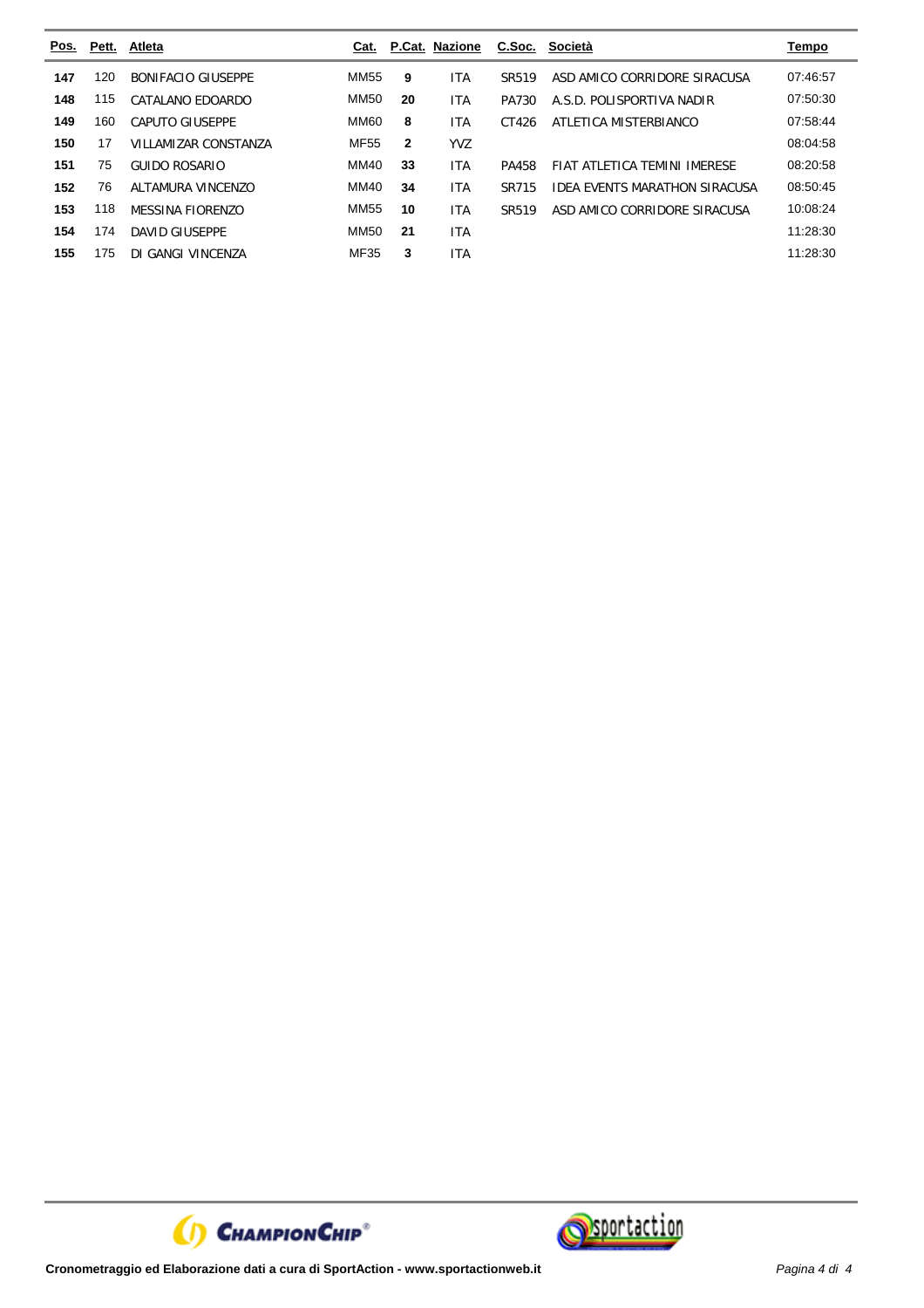| Pos. | Pett. | Atleta | Cat. | P.Cat. | Nazione | C.Soc. | Società | Tempo |
|---|---|---|---|---|---|---|---|---|
| **147** | 120 | BONIFACIO GIUSEPPE | MM55 | **9** | ITA | SR519 | ASD AMICO CORRIDORE SIRACUSA | 07:46:57 |
| **148** | 115 | CATALANO EDOARDO | MM50 | **20** | ITA | PA730 | A.S.D. POLISPORTIVA NADIR | 07:50:30 |
| **149** | 160 | CAPUTO GIUSEPPE | MM60 | **8** | ITA | CT426 | ATLETICA MISTERBIANCO | 07:58:44 |
| **150** | 17 | VILLAMIZAR CONSTANZA | MF55 | **2** | YVZ | | | 08:04:58 |
| **151** | 75 | GUIDO ROSARIO | MM40 | **33** | ITA | PA458 | FIAT ATLETICA TEMINI IMERESE | 08:20:58 |
| **152** | 76 | ALTAMURA VINCENZO | MM40 | **34** | ITA | SR715 | IDEA EVENTS MARATHON SIRACUSA | 08:50:45 |
| **153** | 118 | MESSINA FIORENZO | MM55 | **10** | ITA | SR519 | ASD AMICO CORRIDORE SIRACUSA | 10:08:24 |
| **154** | 174 | DAVID GIUSEPPE | MM50 | **21** | ITA | | | 11:28:30 |
| **155** | 175 | DI GANGI VINCENZA | MF35 | **3** | ITA | | | 11:28:30 |

**Cronometraggio ed Elaborazione dati a cura di SportAction - www.sportactionweb.it**